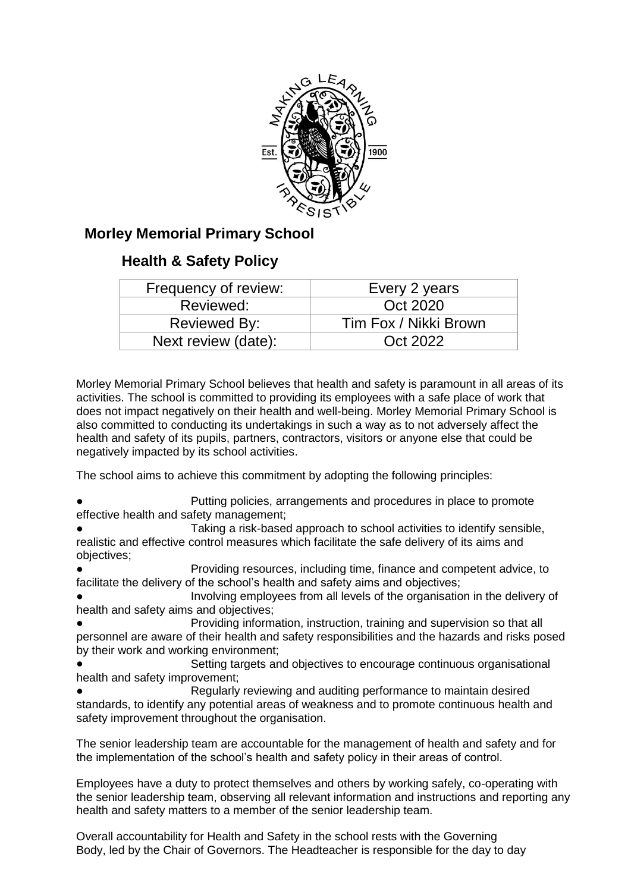# Morley Memorial Primary School

## Health & Safety Policy

| Frequency of review: | Every 2 years |
|---|---|
| Reviewed: | Oct 2020 |
| Reviewed By: | Tim Fox / Nikki Brown |
| Next review (date): | Oct 2022 |

Morley Memorial Primary School believes that health and safety is paramount in all areas of its activities. The school is committed to providing its employees with a safe place of work that does not impact negatively on their health and well-being. Morley Memorial Primary School is also committed to conducting its undertakings in such a way as to not adversely affect the health and safety of its pupils, partners, contractors, visitors or anyone else that could be negatively impacted by its school activities.

The school aims to achieve this commitment by adopting the following principles:

- Putting policies, arrangements and procedures in place to promote effective health and safety management;
- Taking a risk-based approach to school activities to identify sensible, realistic and effective control measures which facilitate the safe delivery of its aims and objectives;
- Providing resources, including time, finance and competent advice, to facilitate the delivery of the school's health and safety aims and objectives;
- Involving employees from all levels of the organisation in the delivery of health and safety aims and objectives;
- Providing information, instruction, training and supervision so that all personnel are aware of their health and safety responsibilities and the hazards and risks posed by their work and working environment;
- Setting targets and objectives to encourage continuous organisational health and safety improvement;
- Regularly reviewing and auditing performance to maintain desired standards, to identify any potential areas of weakness and to promote continuous health and safety improvement throughout the organisation.

The senior leadership team are accountable for the management of health and safety and for the implementation of the school's health and safety policy in their areas of control.

Employees have a duty to protect themselves and others by working safely, co-operating with the senior leadership team, observing all relevant information and instructions and reporting any health and safety matters to a member of the senior leadership team.

Overall accountability for Health and Safety in the school rests with the Governing Body, led by the Chair of Governors. The Headteacher is responsible for the day to day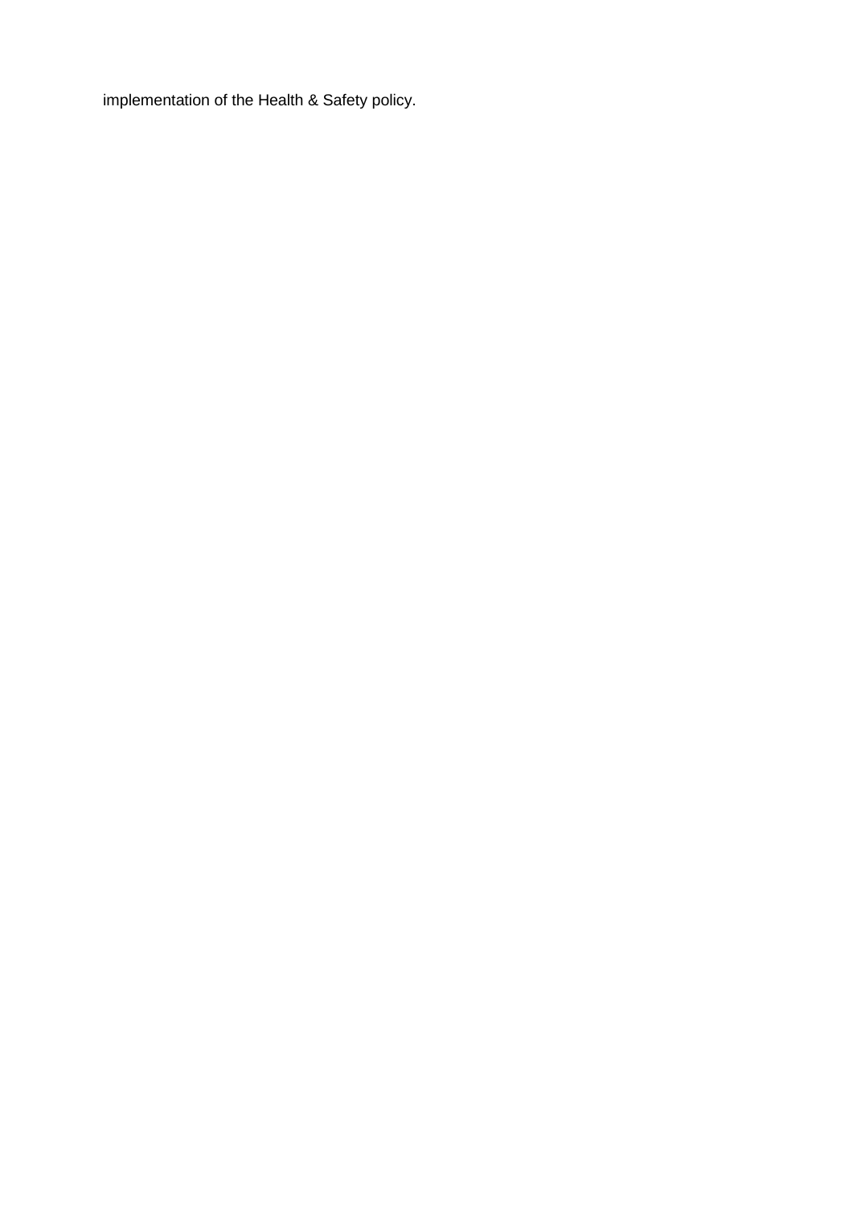implementation of the Health & Safety policy.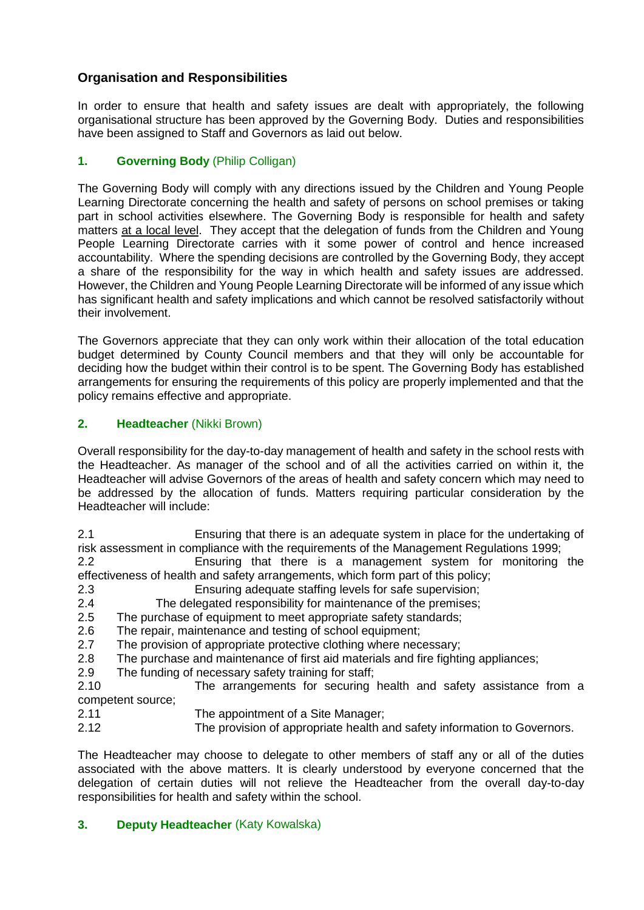## Organisation and Responsibilities

In order to ensure that health and safety issues are dealt with appropriately, the following organisational structure has been approved by the Governing Body. Duties and responsibilities have been assigned to Staff and Governors as laid out below.

### 1. Governing Body (Philip Colligan)

The Governing Body will comply with any directions issued by the Children and Young People Learning Directorate concerning the health and safety of persons on school premises or taking part in school activities elsewhere. The Governing Body is responsible for health and safety matters at a local level. They accept that the delegation of funds from the Children and Young People Learning Directorate carries with it some power of control and hence increased accountability. Where the spending decisions are controlled by the Governing Body, they accept a share of the responsibility for the way in which health and safety issues are addressed. However, the Children and Young People Learning Directorate will be informed of any issue which has significant health and safety implications and which cannot be resolved satisfactorily without their involvement.

The Governors appreciate that they can only work within their allocation of the total education budget determined by County Council members and that they will only be accountable for deciding how the budget within their control is to be spent. The Governing Body has established arrangements for ensuring the requirements of this policy are properly implemented and that the policy remains effective and appropriate.

### 2. Headteacher (Nikki Brown)

Overall responsibility for the day-to-day management of health and safety in the school rests with the Headteacher. As manager of the school and of all the activities carried on within it, the Headteacher will advise Governors of the areas of health and safety concern which may need to be addressed by the allocation of funds. Matters requiring particular consideration by the Headteacher will include:

2.1 Ensuring that there is an adequate system in place for the undertaking of risk assessment in compliance with the requirements of the Management Regulations 1999;
2.2 Ensuring that there is a management system for monitoring the effectiveness of health and safety arrangements, which form part of this policy;
2.3 Ensuring adequate staffing levels for safe supervision;
2.4 The delegated responsibility for maintenance of the premises;
2.5 The purchase of equipment to meet appropriate safety standards;
2.6 The repair, maintenance and testing of school equipment;
2.7 The provision of appropriate protective clothing where necessary;
2.8 The purchase and maintenance of first aid materials and fire fighting appliances;
2.9 The funding of necessary safety training for staff;
2.10 The arrangements for securing health and safety assistance from a competent source;
2.11 The appointment of a Site Manager;
2.12 The provision of appropriate health and safety information to Governors.

The Headteacher may choose to delegate to other members of staff any or all of the duties associated with the above matters. It is clearly understood by everyone concerned that the delegation of certain duties will not relieve the Headteacher from the overall day-to-day responsibilities for health and safety within the school.

### 3. Deputy Headteacher (Katy Kowalska)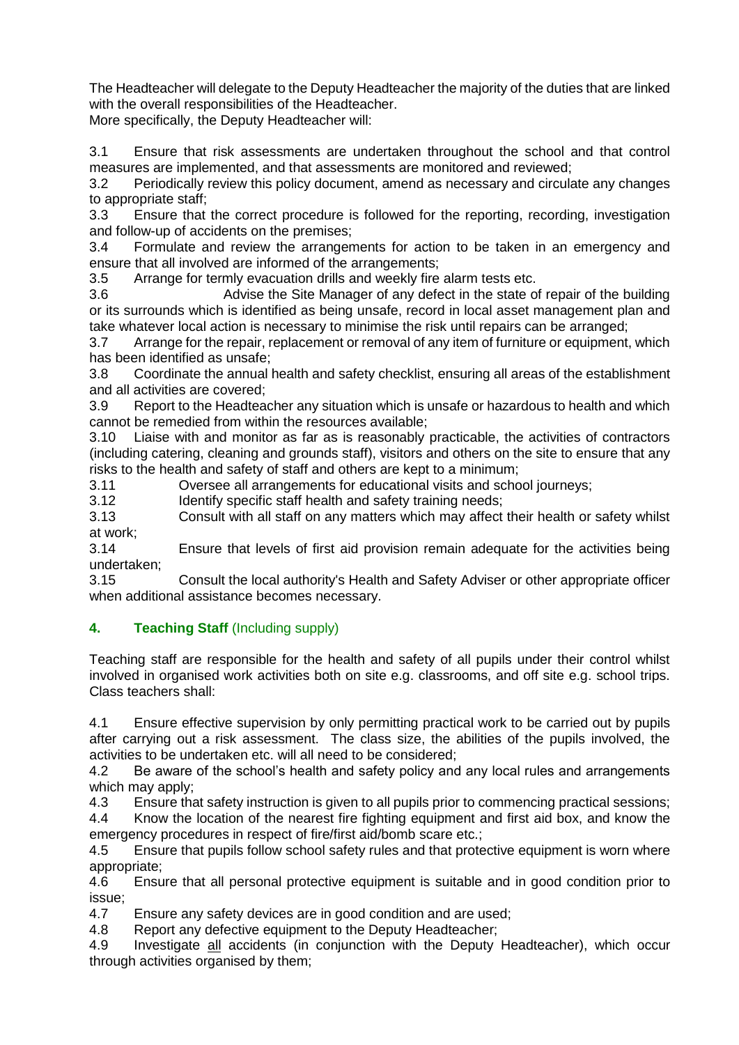The Headteacher will delegate to the Deputy Headteacher the majority of the duties that are linked with the overall responsibilities of the Headteacher.
More specifically, the Deputy Headteacher will:

3.1 Ensure that risk assessments are undertaken throughout the school and that control measures are implemented, and that assessments are monitored and reviewed;
3.2 Periodically review this policy document, amend as necessary and circulate any changes to appropriate staff;
3.3 Ensure that the correct procedure is followed for the reporting, recording, investigation and follow-up of accidents on the premises;
3.4 Formulate and review the arrangements for action to be taken in an emergency and ensure that all involved are informed of the arrangements;
3.5 Arrange for termly evacuation drills and weekly fire alarm tests etc.
3.6 Advise the Site Manager of any defect in the state of repair of the building or its surrounds which is identified as being unsafe, record in local asset management plan and take whatever local action is necessary to minimise the risk until repairs can be arranged;
3.7 Arrange for the repair, replacement or removal of any item of furniture or equipment, which has been identified as unsafe;
3.8 Coordinate the annual health and safety checklist, ensuring all areas of the establishment and all activities are covered;
3.9 Report to the Headteacher any situation which is unsafe or hazardous to health and which cannot be remedied from within the resources available;
3.10 Liaise with and monitor as far as is reasonably practicable, the activities of contractors (including catering, cleaning and grounds staff), visitors and others on the site to ensure that any risks to the health and safety of staff and others are kept to a minimum;
3.11 Oversee all arrangements for educational visits and school journeys;
3.12 Identify specific staff health and safety training needs;
3.13 Consult with all staff on any matters which may affect their health or safety whilst at work;
3.14 Ensure that levels of first aid provision remain adequate for the activities being undertaken;
3.15 Consult the local authority's Health and Safety Adviser or other appropriate officer when additional assistance becomes necessary.

## 4. **Teaching Staff** (Including supply)

Teaching staff are responsible for the health and safety of all pupils under their control whilst involved in organised work activities both on site e.g. classrooms, and off site e.g. school trips. Class teachers shall:

4.1 Ensure effective supervision by only permitting practical work to be carried out by pupils after carrying out a risk assessment. The class size, the abilities of the pupils involved, the activities to be undertaken etc. will all need to be considered;
4.2 Be aware of the school's health and safety policy and any local rules and arrangements which may apply;
4.3 Ensure that safety instruction is given to all pupils prior to commencing practical sessions;
4.4 Know the location of the nearest fire fighting equipment and first aid box, and know the emergency procedures in respect of fire/first aid/bomb scare etc.;
4.5 Ensure that pupils follow school safety rules and that protective equipment is worn where appropriate;
4.6 Ensure that all personal protective equipment is suitable and in good condition prior to issue;
4.7 Ensure any safety devices are in good condition and are used;
4.8 Report any defective equipment to the Deputy Headteacher;
4.9 Investigate <u>all</u> accidents (in conjunction with the Deputy Headteacher), which occur through activities organised by them;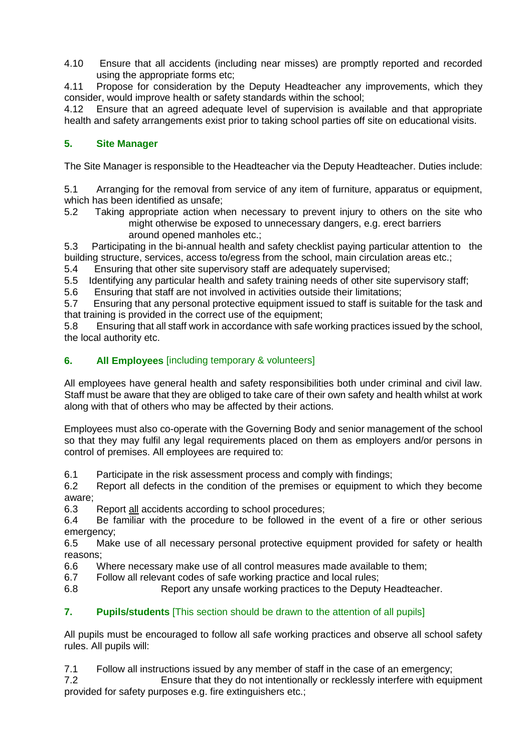4.10 Ensure that all accidents (including near misses) are promptly reported and recorded using the appropriate forms etc;

4.11 Propose for consideration by the Deputy Headteacher any improvements, which they consider, would improve health or safety standards within the school;

4.12 Ensure that an agreed adequate level of supervision is available and that appropriate health and safety arrangements exist prior to taking school parties off site on educational visits.

## 5. Site Manager

The Site Manager is responsible to the Headteacher via the Deputy Headteacher. Duties include:

5.1 Arranging for the removal from service of any item of furniture, apparatus or equipment, which has been identified as unsafe;

5.2 Taking appropriate action when necessary to prevent injury to others on the site who might otherwise be exposed to unnecessary dangers, e.g. erect barriers around opened manholes etc.;

5.3 Participating in the bi-annual health and safety checklist paying particular attention to the building structure, services, access to/egress from the school, main circulation areas etc.;

5.4 Ensuring that other site supervisory staff are adequately supervised;

5.5 Identifying any particular health and safety training needs of other site supervisory staff;

5.6 Ensuring that staff are not involved in activities outside their limitations;

5.7 Ensuring that any personal protective equipment issued to staff is suitable for the task and that training is provided in the correct use of the equipment;

5.8 Ensuring that all staff work in accordance with safe working practices issued by the school, the local authority etc.

## 6. All Employees [including temporary & volunteers]

All employees have general health and safety responsibilities both under criminal and civil law. Staff must be aware that they are obliged to take care of their own safety and health whilst at work along with that of others who may be affected by their actions.

Employees must also co-operate with the Governing Body and senior management of the school so that they may fulfil any legal requirements placed on them as employers and/or persons in control of premises. All employees are required to:

6.1 Participate in the risk assessment process and comply with findings;

6.2 Report all defects in the condition of the premises or equipment to which they become aware;

6.3 Report <u>all</u> accidents according to school procedures;

6.4 Be familiar with the procedure to be followed in the event of a fire or other serious emergency;

6.5 Make use of all necessary personal protective equipment provided for safety or health reasons;

6.6 Where necessary make use of all control measures made available to them;

6.7 Follow all relevant codes of safe working practice and local rules;

6.8 Report any unsafe working practices to the Deputy Headteacher.

## 7. Pupils/students [This section should be drawn to the attention of all pupils]

All pupils must be encouraged to follow all safe working practices and observe all school safety rules. All pupils will:

7.1 Follow all instructions issued by any member of staff in the case of an emergency;

7.2 Ensure that they do not intentionally or recklessly interfere with equipment provided for safety purposes e.g. fire extinguishers etc.;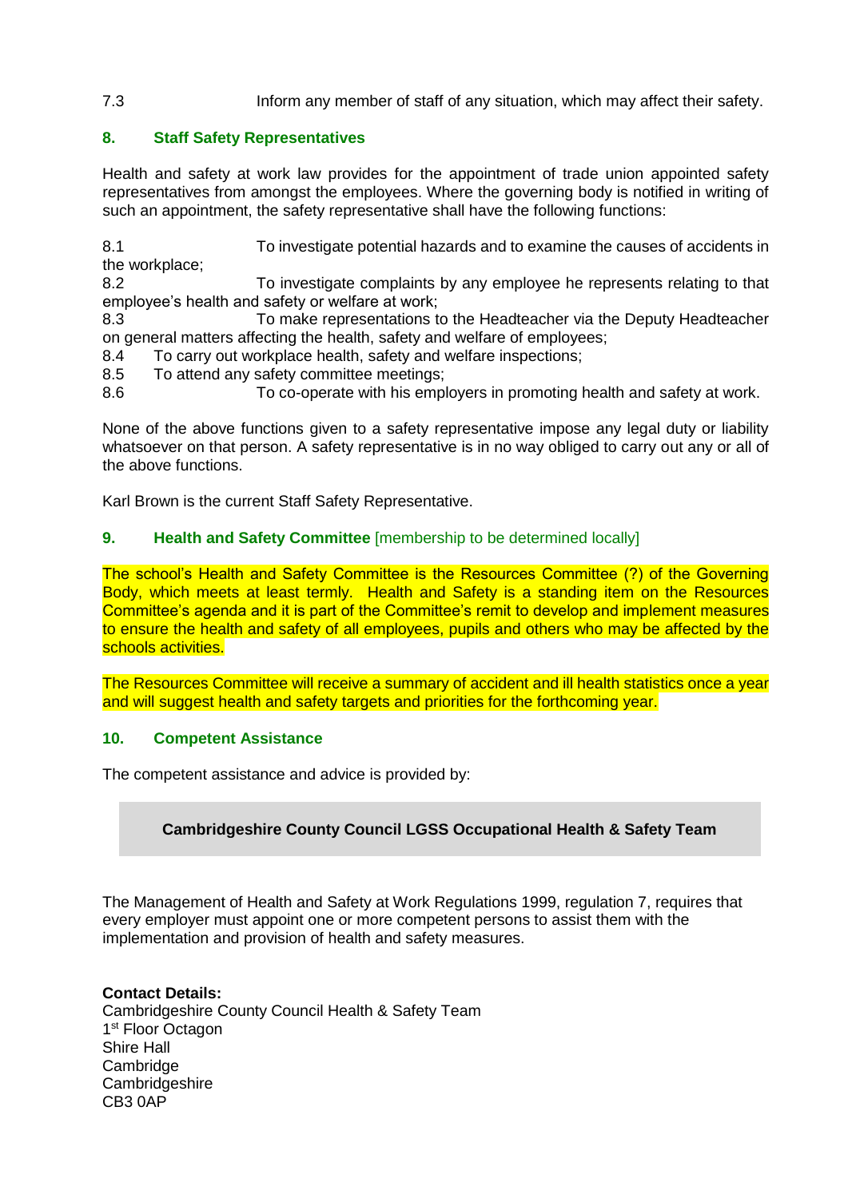7.3 Inform any member of staff of any situation, which may affect their safety.

## 8. Staff Safety Representatives

Health and safety at work law provides for the appointment of trade union appointed safety representatives from amongst the employees. Where the governing body is notified in writing of such an appointment, the safety representative shall have the following functions:

8.1 To investigate potential hazards and to examine the causes of accidents in the workplace;
8.2 To investigate complaints by any employee he represents relating to that employee's health and safety or welfare at work;
8.3 To make representations to the Headteacher via the Deputy Headteacher on general matters affecting the health, safety and welfare of employees;
8.4 To carry out workplace health, safety and welfare inspections;
8.5 To attend any safety committee meetings;
8.6 To co-operate with his employers in promoting health and safety at work.

None of the above functions given to a safety representative impose any legal duty or liability whatsoever on that person. A safety representative is in no way obliged to carry out any or all of the above functions.

Karl Brown is the current Staff Safety Representative.

## 9. Health and Safety Committee [membership to be determined locally]

The school's Health and Safety Committee is the Resources Committee (?) of the Governing Body, which meets at least termly. Health and Safety is a standing item on the Resources Committee's agenda and it is part of the Committee's remit to develop and implement measures to ensure the health and safety of all employees, pupils and others who may be affected by the schools activities.

The Resources Committee will receive a summary of accident and ill health statistics once a year and will suggest health and safety targets and priorities for the forthcoming year.

## 10. Competent Assistance

The competent assistance and advice is provided by:

**Cambridgeshire County Council LGSS Occupational Health & Safety Team**

The Management of Health and Safety at Work Regulations 1999, regulation 7, requires that every employer must appoint one or more competent persons to assist them with the implementation and provision of health and safety measures.

**Contact Details:**
Cambridgeshire County Council Health & Safety Team
1st Floor Octagon
Shire Hall
Cambridge
Cambridgeshire
CB3 0AP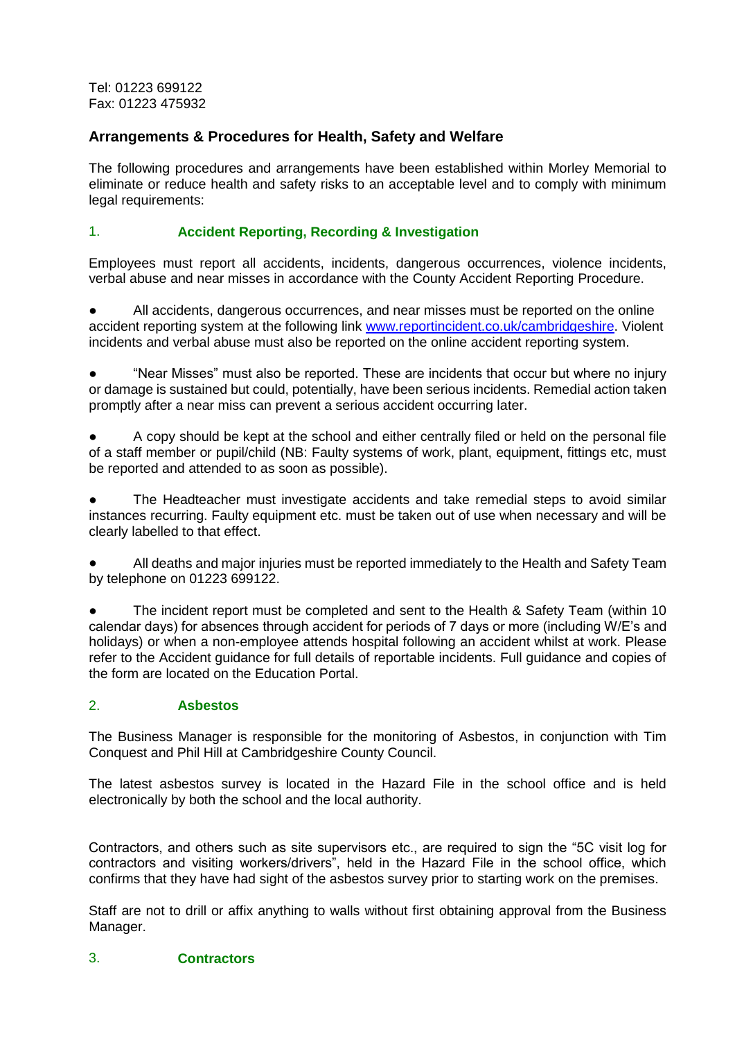Tel: 01223 699122
Fax: 01223 475932

## Arrangements & Procedures for Health, Safety and Welfare

The following procedures and arrangements have been established within Morley Memorial to eliminate or reduce health and safety risks to an acceptable level and to comply with minimum legal requirements:

### 1. Accident Reporting, Recording & Investigation

Employees must report all accidents, incidents, dangerous occurrences, violence incidents, verbal abuse and near misses in accordance with the County Accident Reporting Procedure.

- All accidents, dangerous occurrences, and near misses must be reported on the online accident reporting system at the following link [www.reportincident.co.uk/cambridgeshire](http://www.reportincident.co.uk/cambridgeshire). Violent incidents and verbal abuse must also be reported on the online accident reporting system.

- "Near Misses" must also be reported. These are incidents that occur but where no injury or damage is sustained but could, potentially, have been serious incidents. Remedial action taken promptly after a near miss can prevent a serious accident occurring later.

- A copy should be kept at the school and either centrally filed or held on the personal file of a staff member or pupil/child (NB: Faulty systems of work, plant, equipment, fittings etc, must be reported and attended to as soon as possible).

- The Headteacher must investigate accidents and take remedial steps to avoid similar instances recurring. Faulty equipment etc. must be taken out of use when necessary and will be clearly labelled to that effect.

- All deaths and major injuries must be reported immediately to the Health and Safety Team by telephone on 01223 699122.

- The incident report must be completed and sent to the Health & Safety Team (within 10 calendar days) for absences through accident for periods of 7 days or more (including W/E's and holidays) or when a non-employee attends hospital following an accident whilst at work. Please refer to the Accident guidance for full details of reportable incidents. Full guidance and copies of the form are located on the Education Portal.

### 2. Asbestos

The Business Manager is responsible for the monitoring of Asbestos, in conjunction with Tim Conquest and Phil Hill at Cambridgeshire County Council.

The latest asbestos survey is located in the Hazard File in the school office and is held electronically by both the school and the local authority.

Contractors, and others such as site supervisors etc., are required to sign the "5C visit log for contractors and visiting workers/drivers", held in the Hazard File in the school office, which confirms that they have had sight of the asbestos survey prior to starting work on the premises.

Staff are not to drill or affix anything to walls without first obtaining approval from the Business Manager.

### 3. Contractors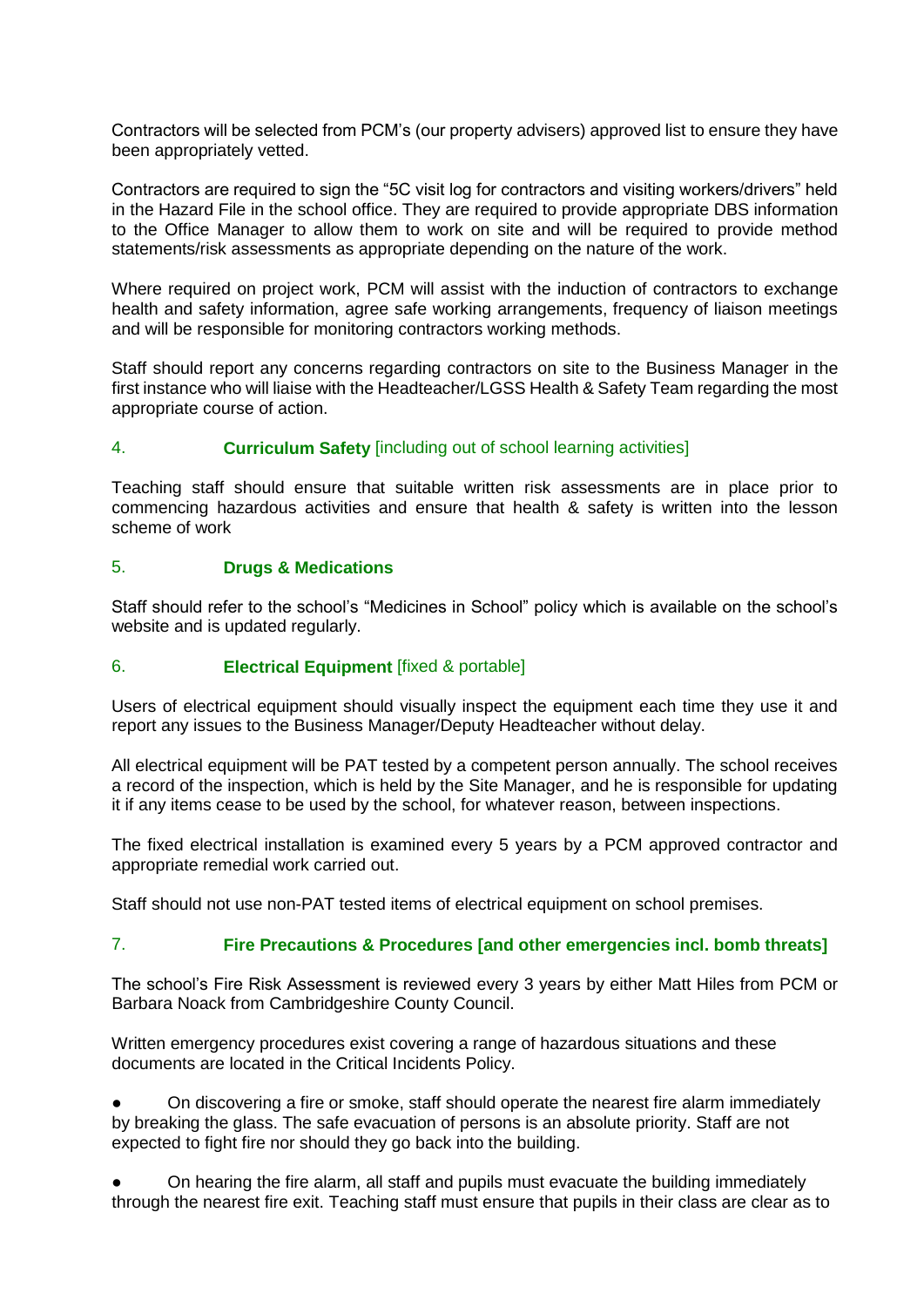Contractors will be selected from PCM's (our property advisers) approved list to ensure they have been appropriately vetted.

Contractors are required to sign the "5C visit log for contractors and visiting workers/drivers" held in the Hazard File in the school office. They are required to provide appropriate DBS information to the Office Manager to allow them to work on site and will be required to provide method statements/risk assessments as appropriate depending on the nature of the work.

Where required on project work, PCM will assist with the induction of contractors to exchange health and safety information, agree safe working arrangements, frequency of liaison meetings and will be responsible for monitoring contractors working methods.

Staff should report any concerns regarding contractors on site to the Business Manager in the first instance who will liaise with the Headteacher/LGSS Health & Safety Team regarding the most appropriate course of action.

### 4. **Curriculum Safety** [including out of school learning activities]

Teaching staff should ensure that suitable written risk assessments are in place prior to commencing hazardous activities and ensure that health & safety is written into the lesson scheme of work

### 5. **Drugs & Medications**

Staff should refer to the school's "Medicines in School" policy which is available on the school's website and is updated regularly.

### 6. **Electrical Equipment** [fixed & portable]

Users of electrical equipment should visually inspect the equipment each time they use it and report any issues to the Business Manager/Deputy Headteacher without delay.

All electrical equipment will be PAT tested by a competent person annually. The school receives a record of the inspection, which is held by the Site Manager, and he is responsible for updating it if any items cease to be used by the school, for whatever reason, between inspections.

The fixed electrical installation is examined every 5 years by a PCM approved contractor and appropriate remedial work carried out.

Staff should not use non-PAT tested items of electrical equipment on school premises.

### 7. **Fire Precautions & Procedures [and other emergencies incl. bomb threats]**

The school's Fire Risk Assessment is reviewed every 3 years by either Matt Hiles from PCM or Barbara Noack from Cambridgeshire County Council.

Written emergency procedures exist covering a range of hazardous situations and these documents are located in the Critical Incidents Policy.

- On discovering a fire or smoke, staff should operate the nearest fire alarm immediately by breaking the glass. The safe evacuation of persons is an absolute priority. Staff are not expected to fight fire nor should they go back into the building.

- On hearing the fire alarm, all staff and pupils must evacuate the building immediately through the nearest fire exit. Teaching staff must ensure that pupils in their class are clear as to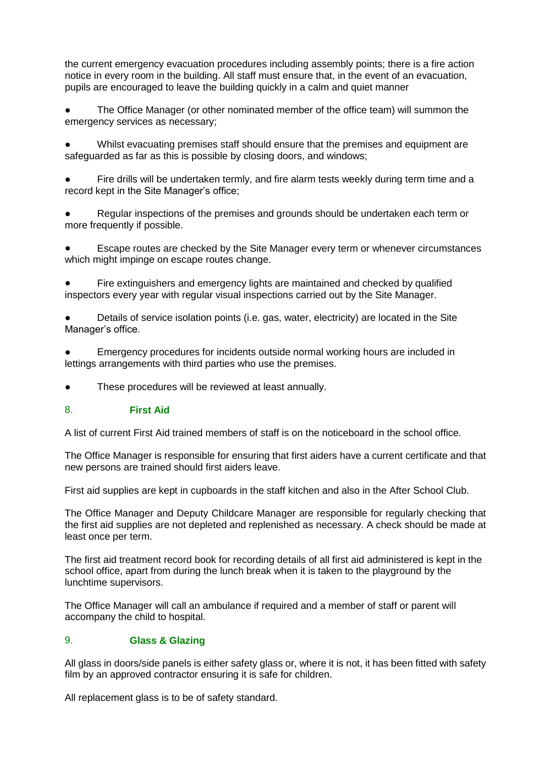the current emergency evacuation procedures including assembly points; there is a fire action notice in every room in the building. All staff must ensure that, in the event of an evacuation, pupils are encouraged to leave the building quickly in a calm and quiet manner

- The Office Manager (or other nominated member of the office team) will summon the emergency services as necessary;
- Whilst evacuating premises staff should ensure that the premises and equipment are safeguarded as far as this is possible by closing doors, and windows;
- Fire drills will be undertaken termly, and fire alarm tests weekly during term time and a record kept in the Site Manager's office;
- Regular inspections of the premises and grounds should be undertaken each term or more frequently if possible.
- Escape routes are checked by the Site Manager every term or whenever circumstances which might impinge on escape routes change.
- Fire extinguishers and emergency lights are maintained and checked by qualified inspectors every year with regular visual inspections carried out by the Site Manager.
- Details of service isolation points (i.e. gas, water, electricity) are located in the Site Manager's office.
- Emergency procedures for incidents outside normal working hours are included in lettings arrangements with third parties who use the premises.
- These procedures will be reviewed at least annually.

## 8. **First Aid**

A list of current First Aid trained members of staff is on the noticeboard in the school office.

The Office Manager is responsible for ensuring that first aiders have a current certificate and that new persons are trained should first aiders leave.

First aid supplies are kept in cupboards in the staff kitchen and also in the After School Club.

The Office Manager and Deputy Childcare Manager are responsible for regularly checking that the first aid supplies are not depleted and replenished as necessary. A check should be made at least once per term.

The first aid treatment record book for recording details of all first aid administered is kept in the school office, apart from during the lunch break when it is taken to the playground by the lunchtime supervisors.

The Office Manager will call an ambulance if required and a member of staff or parent will accompany the child to hospital.

## 9. **Glass & Glazing**

All glass in doors/side panels is either safety glass or, where it is not, it has been fitted with safety film by an approved contractor ensuring it is safe for children.

All replacement glass is to be of safety standard.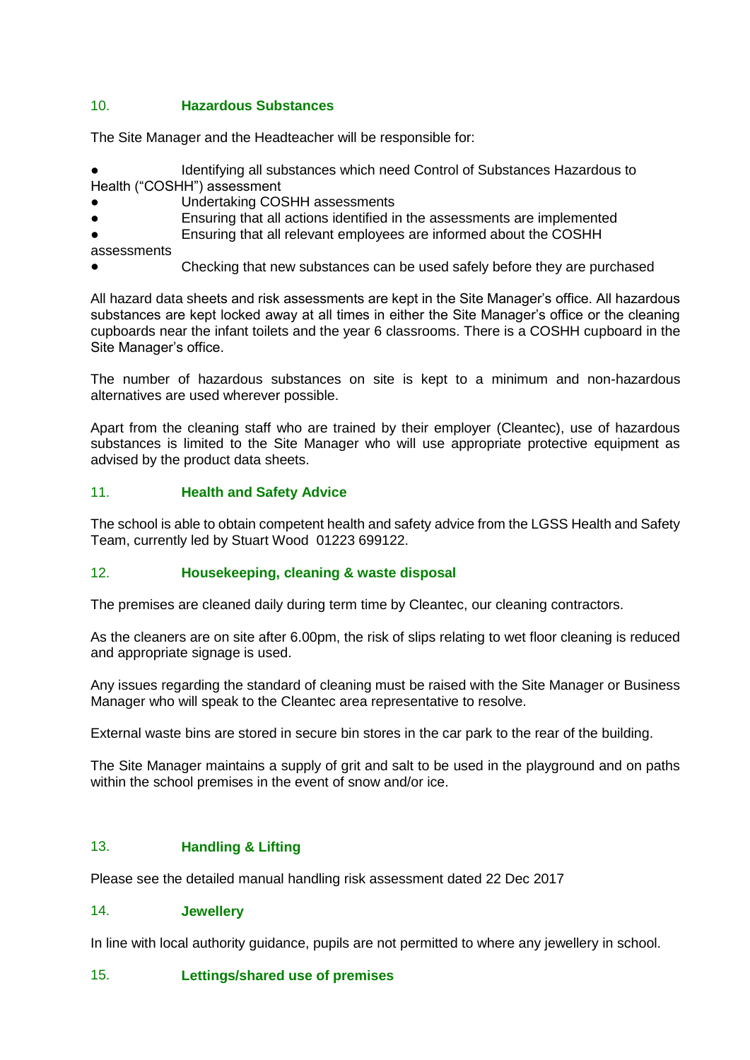## 10. Hazardous Substances

The Site Manager and the Headteacher will be responsible for:

- Identifying all substances which need Control of Substances Hazardous to Health ("COSHH") assessment
- Undertaking COSHH assessments
- Ensuring that all actions identified in the assessments are implemented
- Ensuring that all relevant employees are informed about the COSHH assessments
- Checking that new substances can be used safely before they are purchased

All hazard data sheets and risk assessments are kept in the Site Manager's office. All hazardous substances are kept locked away at all times in either the Site Manager's office or the cleaning cupboards near the infant toilets and the year 6 classrooms. There is a COSHH cupboard in the Site Manager's office.

The number of hazardous substances on site is kept to a minimum and non-hazardous alternatives are used wherever possible.

Apart from the cleaning staff who are trained by their employer (Cleantec), use of hazardous substances is limited to the Site Manager who will use appropriate protective equipment as advised by the product data sheets.

## 11. Health and Safety Advice

The school is able to obtain competent health and safety advice from the LGSS Health and Safety Team, currently led by Stuart Wood 01223 699122.

## 12. Housekeeping, cleaning & waste disposal

The premises are cleaned daily during term time by Cleantec, our cleaning contractors.

As the cleaners are on site after 6.00pm, the risk of slips relating to wet floor cleaning is reduced and appropriate signage is used.

Any issues regarding the standard of cleaning must be raised with the Site Manager or Business Manager who will speak to the Cleantec area representative to resolve.

External waste bins are stored in secure bin stores in the car park to the rear of the building.

The Site Manager maintains a supply of grit and salt to be used in the playground and on paths within the school premises in the event of snow and/or ice.

## 13. Handling & Lifting

Please see the detailed manual handling risk assessment dated 22 Dec 2017

## 14. Jewellery

In line with local authority guidance, pupils are not permitted to where any jewellery in school.

## 15. Lettings/shared use of premises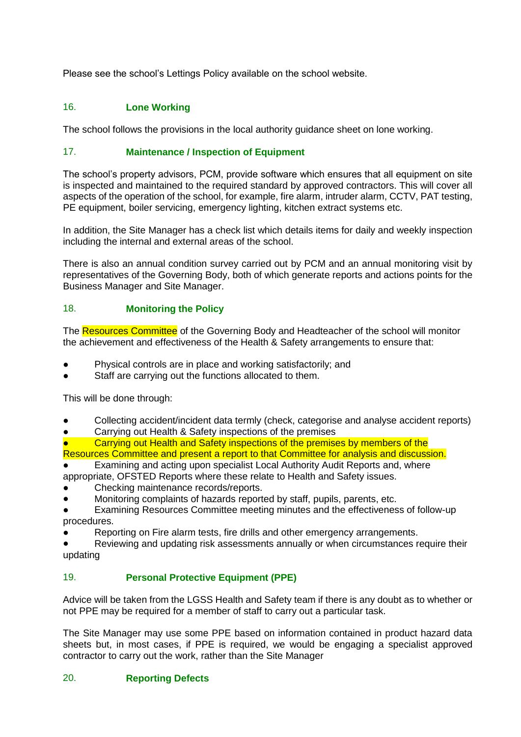Please see the school's Lettings Policy available on the school website.

## 16. Lone Working

The school follows the provisions in the local authority guidance sheet on lone working.

## 17. Maintenance / Inspection of Equipment

The school's property advisors, PCM, provide software which ensures that all equipment on site is inspected and maintained to the required standard by approved contractors. This will cover all aspects of the operation of the school, for example, fire alarm, intruder alarm, CCTV, PAT testing, PE equipment, boiler servicing, emergency lighting, kitchen extract systems etc.

In addition, the Site Manager has a check list which details items for daily and weekly inspection including the internal and external areas of the school.

There is also an annual condition survey carried out by PCM and an annual monitoring visit by representatives of the Governing Body, both of which generate reports and actions points for the Business Manager and Site Manager.

## 18. Monitoring the Policy

The Resources Committee of the Governing Body and Headteacher of the school will monitor the achievement and effectiveness of the Health & Safety arrangements to ensure that:

- Physical controls are in place and working satisfactorily; and
- Staff are carrying out the functions allocated to them.

This will be done through:

- Collecting accident/incident data termly (check, categorise and analyse accident reports)
- Carrying out Health & Safety inspections of the premises
- Carrying out Health and Safety inspections of the premises by members of the Resources Committee and present a report to that Committee for analysis and discussion.
- Examining and acting upon specialist Local Authority Audit Reports and, where appropriate, OFSTED Reports where these relate to Health and Safety issues.
- Checking maintenance records/reports.
- Monitoring complaints of hazards reported by staff, pupils, parents, etc.
- Examining Resources Committee meeting minutes and the effectiveness of follow-up procedures.
- Reporting on Fire alarm tests, fire drills and other emergency arrangements.
- Reviewing and updating risk assessments annually or when circumstances require their updating

## 19. Personal Protective Equipment (PPE)

Advice will be taken from the LGSS Health and Safety team if there is any doubt as to whether or not PPE may be required for a member of staff to carry out a particular task.

The Site Manager may use some PPE based on information contained in product hazard data sheets but, in most cases, if PPE is required, we would be engaging a specialist approved contractor to carry out the work, rather than the Site Manager

## 20. Reporting Defects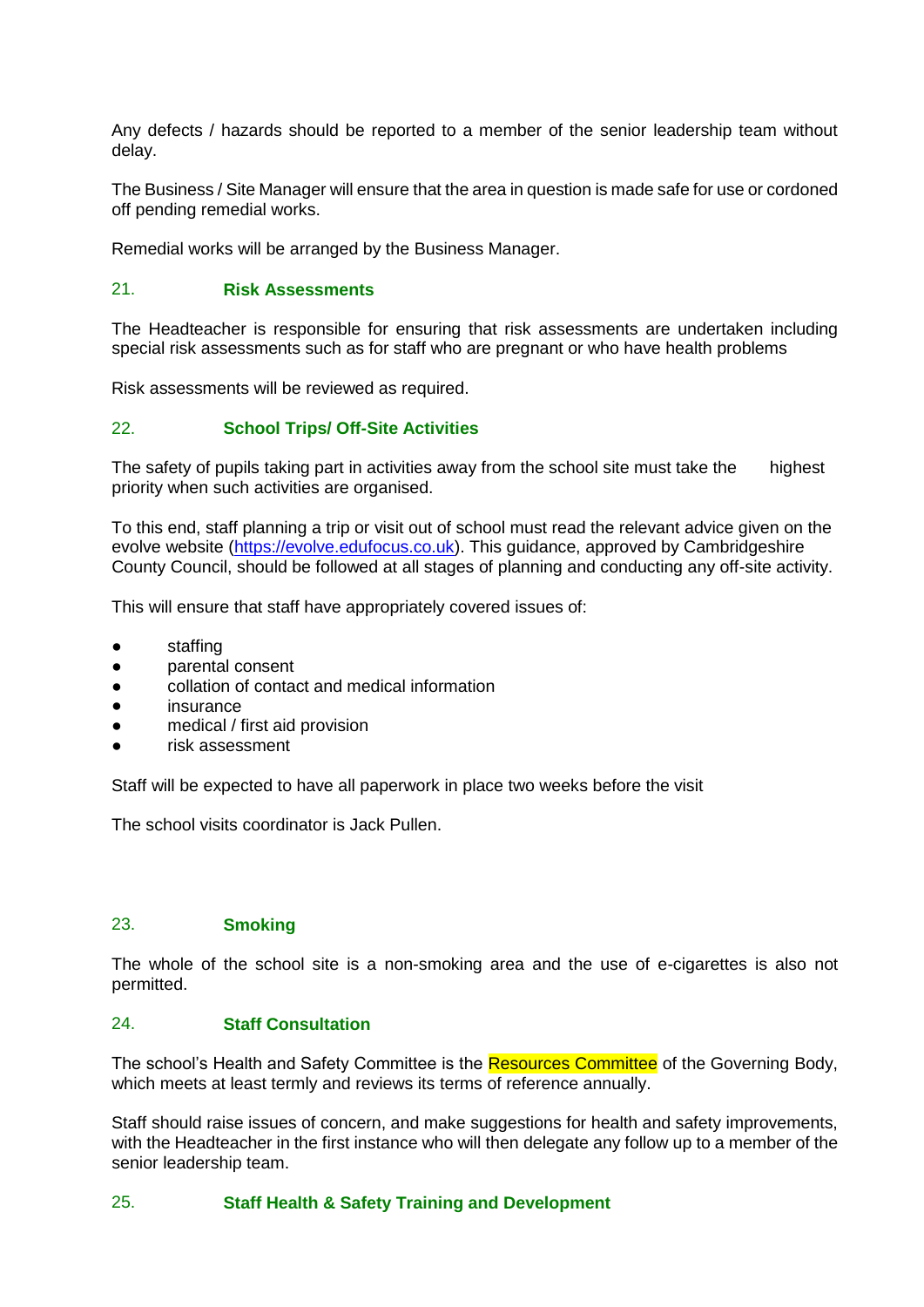Any defects / hazards should be reported to a member of the senior leadership team without delay.

The Business / Site Manager will ensure that the area in question is made safe for use or cordoned off pending remedial works.

Remedial works will be arranged by the Business Manager.

## 21. Risk Assessments

The Headteacher is responsible for ensuring that risk assessments are undertaken including special risk assessments such as for staff who are pregnant or who have health problems

Risk assessments will be reviewed as required.

## 22. School Trips/ Off-Site Activities

The safety of pupils taking part in activities away from the school site must take the highest priority when such activities are organised.

To this end, staff planning a trip or visit out of school must read the relevant advice given on the evolve website (https://evolve.edufocus.co.uk). This guidance, approved by Cambridgeshire County Council, should be followed at all stages of planning and conducting any off-site activity.

This will ensure that staff have appropriately covered issues of:

- staffing
- parental consent
- collation of contact and medical information
- insurance
- medical / first aid provision
- risk assessment

Staff will be expected to have all paperwork in place two weeks before the visit

The school visits coordinator is Jack Pullen.

## 23. Smoking

The whole of the school site is a non-smoking area and the use of e-cigarettes is also not permitted.

## 24. Staff Consultation

The school's Health and Safety Committee is the Resources Committee of the Governing Body, which meets at least termly and reviews its terms of reference annually.

Staff should raise issues of concern, and make suggestions for health and safety improvements, with the Headteacher in the first instance who will then delegate any follow up to a member of the senior leadership team.

## 25. Staff Health & Safety Training and Development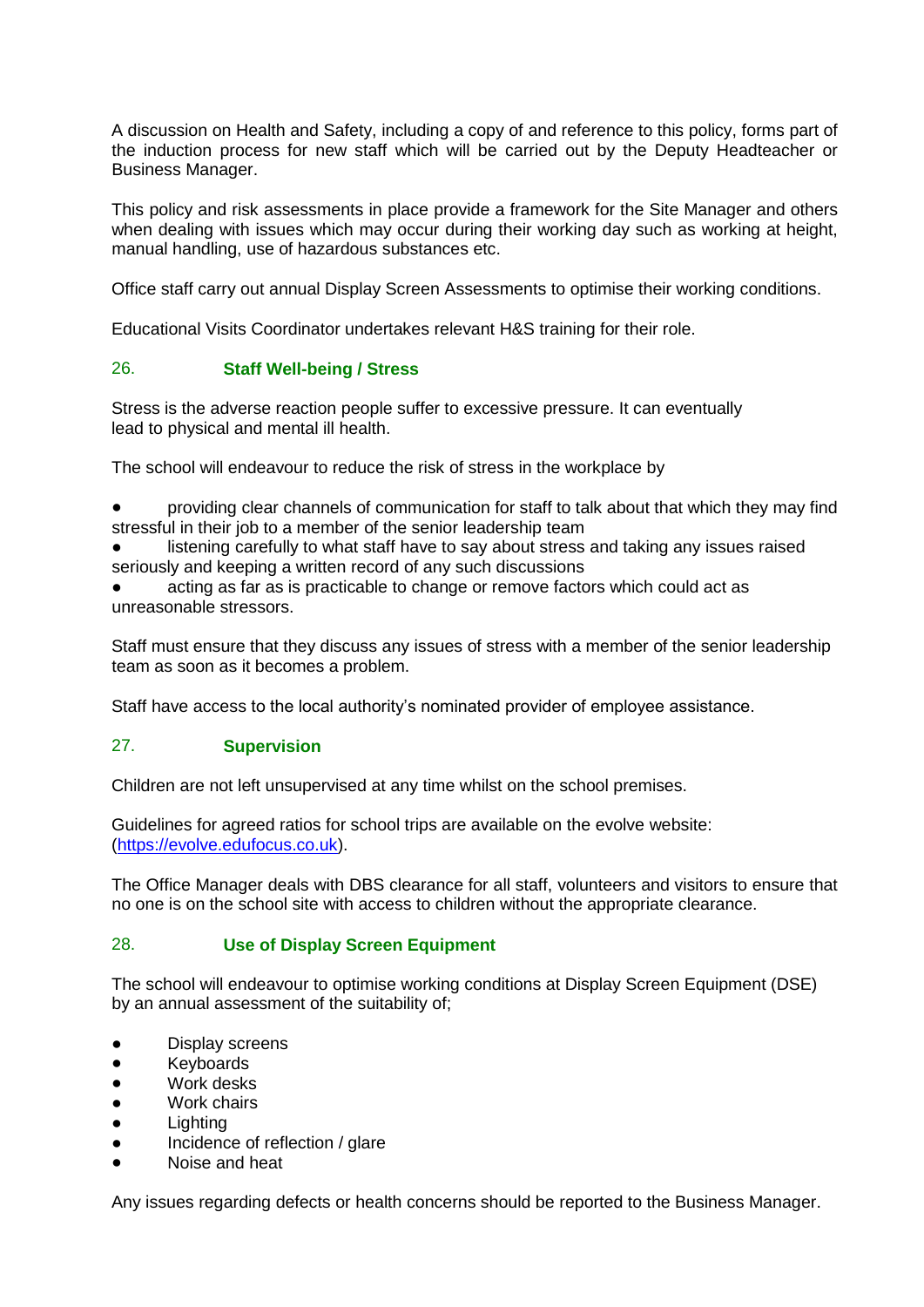A discussion on Health and Safety, including a copy of and reference to this policy, forms part of the induction process for new staff which will be carried out by the Deputy Headteacher or Business Manager.

This policy and risk assessments in place provide a framework for the Site Manager and others when dealing with issues which may occur during their working day such as working at height, manual handling, use of hazardous substances etc.

Office staff carry out annual Display Screen Assessments to optimise their working conditions.

Educational Visits Coordinator undertakes relevant H&S training for their role.

## 26. Staff Well-being / Stress

Stress is the adverse reaction people suffer to excessive pressure. It can eventually lead to physical and mental ill health.

The school will endeavour to reduce the risk of stress in the workplace by

- providing clear channels of communication for staff to talk about that which they may find stressful in their job to a member of the senior leadership team
- listening carefully to what staff have to say about stress and taking any issues raised seriously and keeping a written record of any such discussions
- acting as far as is practicable to change or remove factors which could act as unreasonable stressors.

Staff must ensure that they discuss any issues of stress with a member of the senior leadership team as soon as it becomes a problem.

Staff have access to the local authority's nominated provider of employee assistance.

## 27. Supervision

Children are not left unsupervised at any time whilst on the school premises.

Guidelines for agreed ratios for school trips are available on the evolve website: (https://evolve.edufocus.co.uk).

The Office Manager deals with DBS clearance for all staff, volunteers and visitors to ensure that no one is on the school site with access to children without the appropriate clearance.

## 28. Use of Display Screen Equipment

The school will endeavour to optimise working conditions at Display Screen Equipment (DSE) by an annual assessment of the suitability of;

- Display screens
- Keyboards
- Work desks
- Work chairs
- Lighting
- Incidence of reflection / glare
- Noise and heat

Any issues regarding defects or health concerns should be reported to the Business Manager.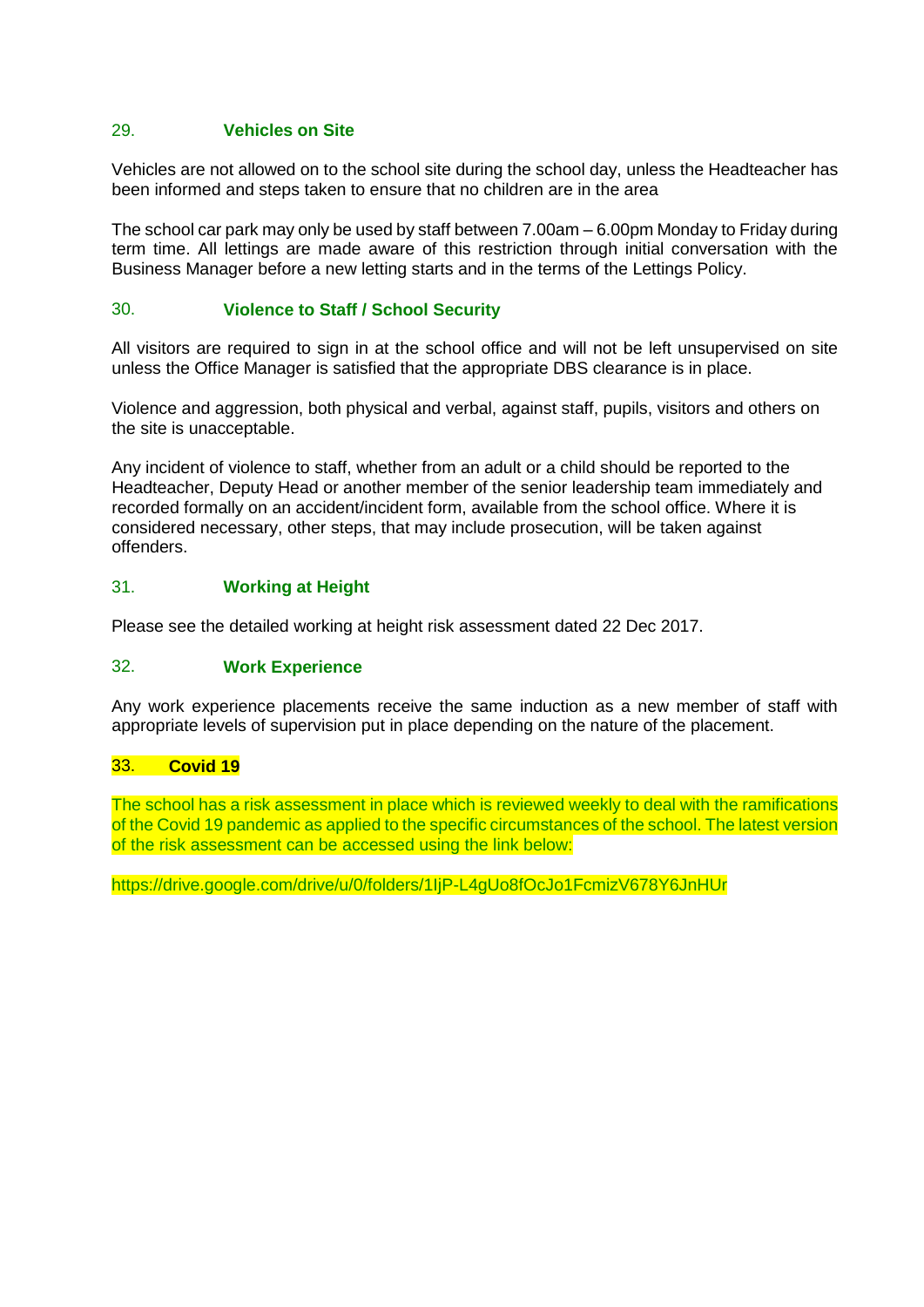## 29. Vehicles on Site

Vehicles are not allowed on to the school site during the school day, unless the Headteacher has been informed and steps taken to ensure that no children are in the area

The school car park may only be used by staff between 7.00am – 6.00pm Monday to Friday during term time. All lettings are made aware of this restriction through initial conversation with the Business Manager before a new letting starts and in the terms of the Lettings Policy.

## 30. Violence to Staff / School Security

All visitors are required to sign in at the school office and will not be left unsupervised on site unless the Office Manager is satisfied that the appropriate DBS clearance is in place.

Violence and aggression, both physical and verbal, against staff, pupils, visitors and others on the site is unacceptable.

Any incident of violence to staff, whether from an adult or a child should be reported to the Headteacher, Deputy Head or another member of the senior leadership team immediately and recorded formally on an accident/incident form, available from the school office. Where it is considered necessary, other steps, that may include prosecution, will be taken against offenders.

## 31. Working at Height

Please see the detailed working at height risk assessment dated 22 Dec 2017.

## 32. Work Experience

Any work experience placements receive the same induction as a new member of staff with appropriate levels of supervision put in place depending on the nature of the placement.

## 33. Covid 19

The school has a risk assessment in place which is reviewed weekly to deal with the ramifications of the Covid 19 pandemic as applied to the specific circumstances of the school. The latest version of the risk assessment can be accessed using the link below:

https://drive.google.com/drive/u/0/folders/1IjP-L4gUo8fOcJo1FcmizV678Y6JnHUr